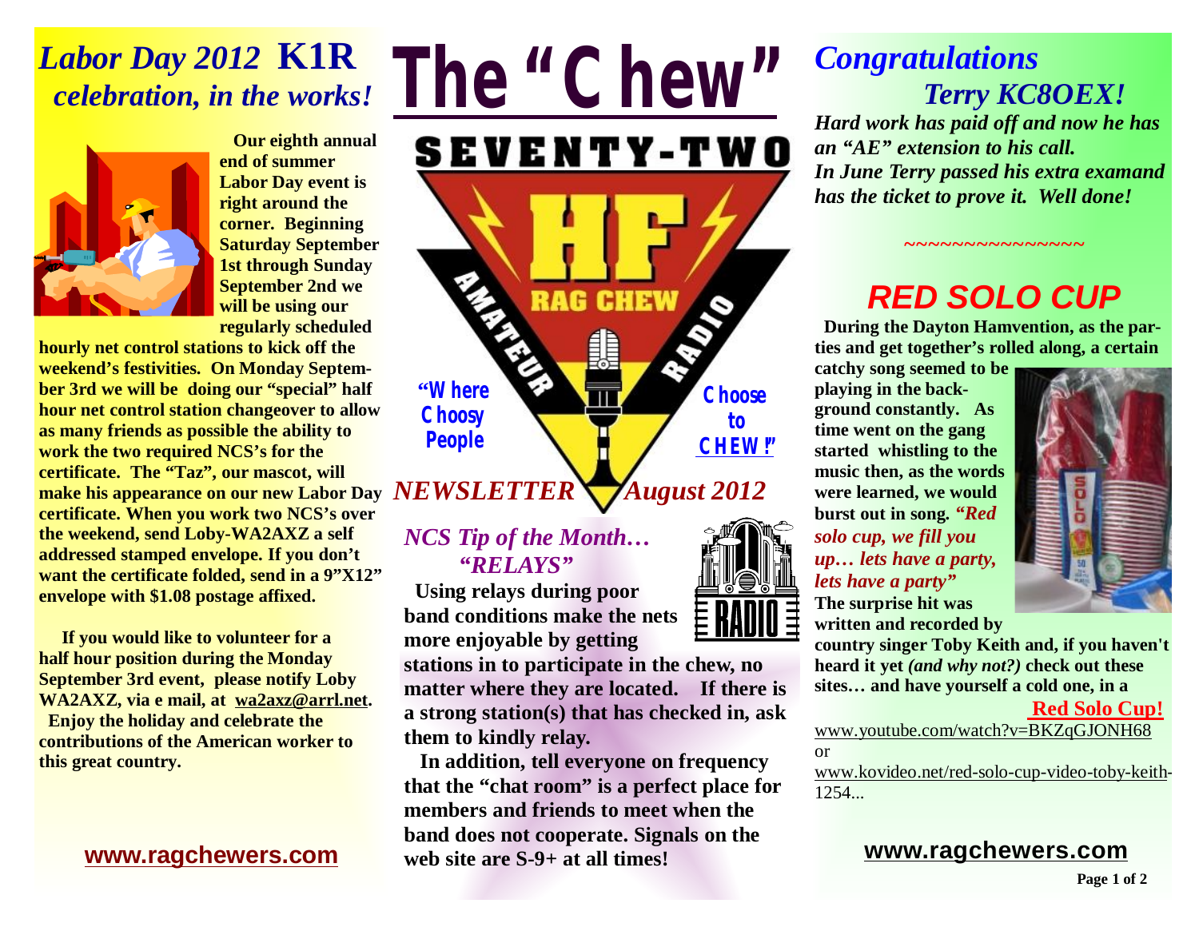# The "Chew"

SEVENTY-TWO

HF RAG CHEW AMATEUR RADIO

"Where Choosy People Choose to CHEW!"

*NEWSLETTER* *August 2012*

## *Labor Day 2012* K1R *celebration, in the works!*

**Our eighth annual end of summer Labor Day event is right around the corner. Beginning Saturday September 1st through Sunday September 2nd we will be using our regularly scheduled hourly net control stations to kick off the weekend's festivities. On Monday September 3rd we will be doing our "special" half hour net control station changeover to allow as many friends as possible the ability to work the two required NCS's for the certificate. The "Taz", our mascot, will make his appearance on our new Labor Day certificate. When you work two NCS's over the weekend, send Loby-WA2AXZ a self addressed stamped envelope. If you don't want the certificate folded, send in a 9"X12" envelope with $1.08 postage affixed.**

**If you would like to volunteer for a half hour position during the Monday September 3rd event, please notify Loby WA2AXZ, via e mail, at wa2axz@arrl.net. Enjoy the holiday and celebrate the contributions of the American worker to this great country.**

**www.ragchewers.com**

## *NCS Tip of the Month… "RELAYS"*

**Using relays during poor band conditions make the nets more enjoyable by getting stations in to participate in the chew, no matter where they are located. If there is a strong station(s) that has checked in, ask them to kindly relay.**

**In addition, tell everyone on frequency that the "chat room" is a perfect place for members and friends to meet when the band does not cooperate. Signals on the web site are S-9+ at all times!**

## *Congratulations Terry KC8OEX!*

***Hard work has paid off and now he has an "AE" extension to his call. In June Terry passed his extra examand has the ticket to prove it. Well done!***

~~~~~~~~~~~~~~~

## *RED SOLO CUP*

**During the Dayton Hamvention, as the parties and get together's rolled along, a certain catchy song seemed to be playing in the background constantly. As time went on the gang started whistling to the music then, as the words were learned, we would burst out in song. *"Red solo cup, we fill you up… lets have a party, lets have a party"* The surprise hit was written and recorded by country singer Toby Keith and, if you haven't heard it yet *(and why not?)* check out these sites… and have yourself a cold one, in a Red Solo Cup!**

www.youtube.com/watch?v=BKZqGJONH68

or

www.kovideo.net/red-solo-cup-video-toby-keith-1254...

**www.ragchewers.com**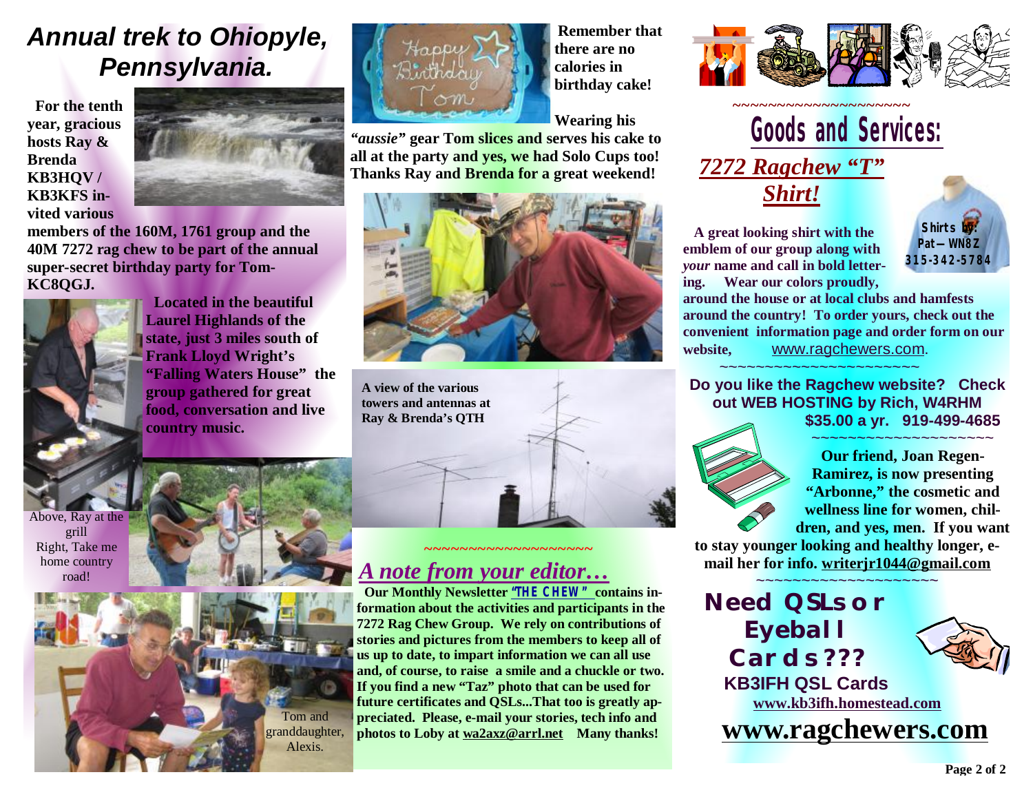# Annual trek to Ohiopyle, Pennsylvania.

**For the tenth year, gracious hosts Ray & Brenda KB3HQV / KB3KFS invited various members of the 160M, 1761 group and the 40M 7272 rag chew to be part of the annual super-secret birthday party for Tom-KC8QGJ.**

**Located in the beautiful Laurel Highlands of the state, just 3 miles south of Frank Lloyd Wright's "Falling Waters House" the group gathered for great food, conversation and live country music.**

Above, Ray at the grill
Right, Take me home country road!

Tom and granddaughter, Alexis.

**Remember that there are no calories in birthday cake!**

**Wearing his *"aussie"* gear Tom slices and serves his cake to all at the party and yes, we had Solo Cups too! Thanks Ray and Brenda for a great weekend!**

**A view of the various towers and antennas at Ray & Brenda's QTH**

~~~~~~~~~~~~~~~~~~~~

## *A note from your editor…*

**Our Monthly Newsletter "THE CHEW" contains information about the activities and participants in the 7272 Rag Chew Group. We rely on contributions of stories and pictures from the members to keep all of us up to date, to impart information we can all use and, of course, to raise a smile and a chuckle or two. If you find a new "Taz" photo that can be used for future certificates and QSLs...That too is greatly appreciated. Please, e-mail your stories, tech info and photos to Loby at wa2axz@arrl.net Many thanks!**

~~~~~~~~~~~~~~~~~~~~~

# Goods and Services:

## *7272 Ragchew "T" Shirt!*

**A great looking shirt with the emblem of our group along with *your* name and call in bold lettering. Wear our colors proudly, around the house or at local clubs and hamfests around the country! To order yours, check out the convenient information page and order form on our website,** www.ragchewers.com.

**Shirts by: Pat—WN8Z 315-342-5784**

~~~~~~~~~~~~~~~~~~~~~~~

**Do you like the Ragchew website? Check out WEB HOSTING by Rich, W4RHM $35.00 a yr. 919-499-4685**

~~~~~~~~~~~~~~~~~~~~~

**Our friend, Joan Regen-Ramirez, is now presenting "Arbonne," the cosmetic and wellness line for women, children, and yes, men. If you want to stay younger looking and healthy longer, e-mail her for info. writerjr1044@gmail.com**

~~~~~~~~~~~~~~~~~~~~~

**Need QSLs or Eyeball Cards???**

**KB3IFH QSL Cards**

**www.kb3ifh.homestead.com**

# www.ragchewers.com